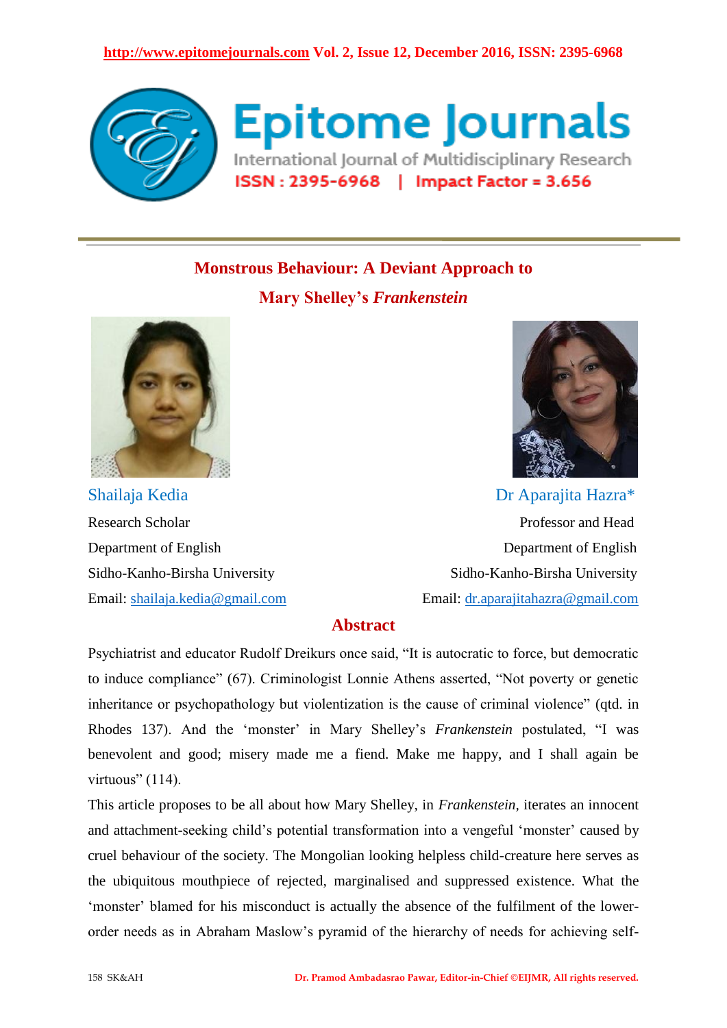# Monstrous Behaviour: A Deviant Approach to Mary Shelley's *Frankenstein*

**Shailaja Kedia**
Research Scholar
Department of English
Sidho-Kanho-Birsha University
Email: shailaja.kedia@gmail.com

**Dr Aparajita Hazra***
Professor and Head
Department of English
Sidho-Kanho-Birsha University
Email: dr.aparajitahazra@gmail.com

## Abstract

Psychiatrist and educator Rudolf Dreikurs once said, "It is autocratic to force, but democratic to induce compliance" (67). Criminologist Lonnie Athens asserted, "Not poverty or genetic inheritance or psychopathology but violentization is the cause of criminal violence" (qtd. in Rhodes 137). And the 'monster' in Mary Shelley's *Frankenstein* postulated, "I was benevolent and good; misery made me a fiend. Make me happy, and I shall again be virtuous" (114).

This article proposes to be all about how Mary Shelley, in *Frankenstein*, iterates an innocent and attachment-seeking child's potential transformation into a vengeful 'monster' caused by cruel behaviour of the society. The Mongolian looking helpless child-creature here serves as the ubiquitous mouthpiece of rejected, marginalised and suppressed existence. What the 'monster' blamed for his misconduct is actually the absence of the fulfilment of the lower-order needs as in Abraham Maslow's pyramid of the hierarchy of needs for achieving self-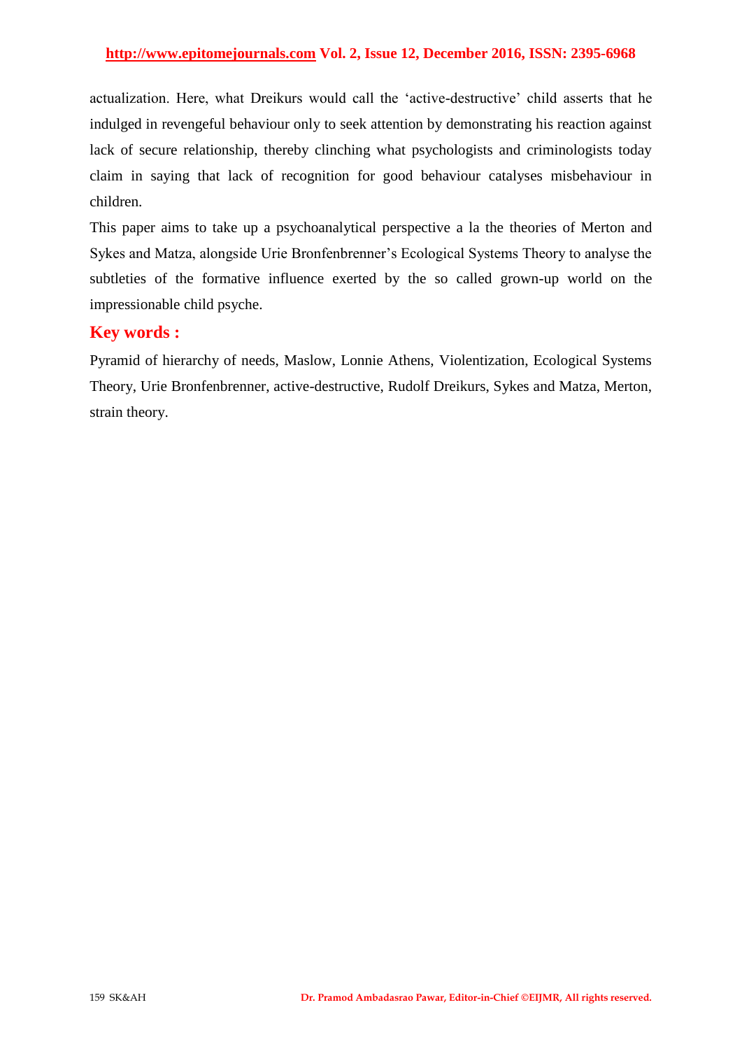actualization. Here, what Dreikurs would call the 'active-destructive' child asserts that he indulged in revengeful behaviour only to seek attention by demonstrating his reaction against lack of secure relationship, thereby clinching what psychologists and criminologists today claim in saying that lack of recognition for good behaviour catalyses misbehaviour in children.

This paper aims to take up a psychoanalytical perspective a la the theories of Merton and Sykes and Matza, alongside Urie Bronfenbrenner's Ecological Systems Theory to analyse the subtleties of the formative influence exerted by the so called grown-up world on the impressionable child psyche.

## Key words :

Pyramid of hierarchy of needs, Maslow, Lonnie Athens, Violentization, Ecological Systems Theory, Urie Bronfenbrenner, active-destructive, Rudolf Dreikurs, Sykes and Matza, Merton, strain theory.